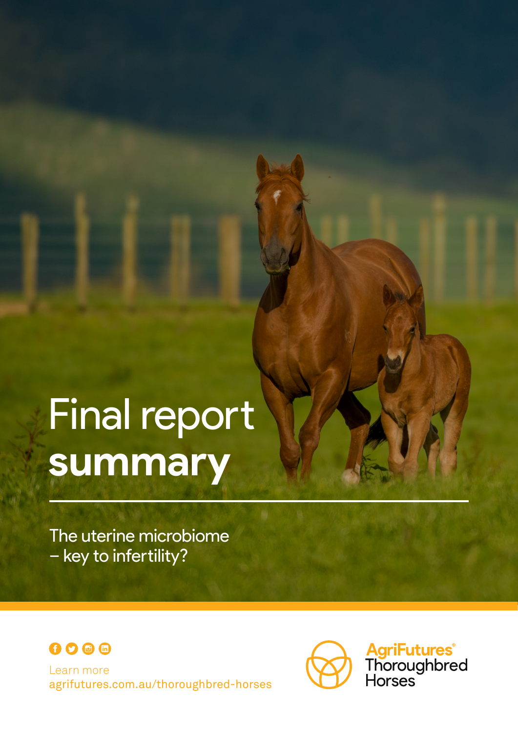# Final report **summary**

The uterine microbiome – key to infertility?

Learn more
agrifutures.com.au/thoroughbred-horses

AgriFutures® Thoroughbred Horses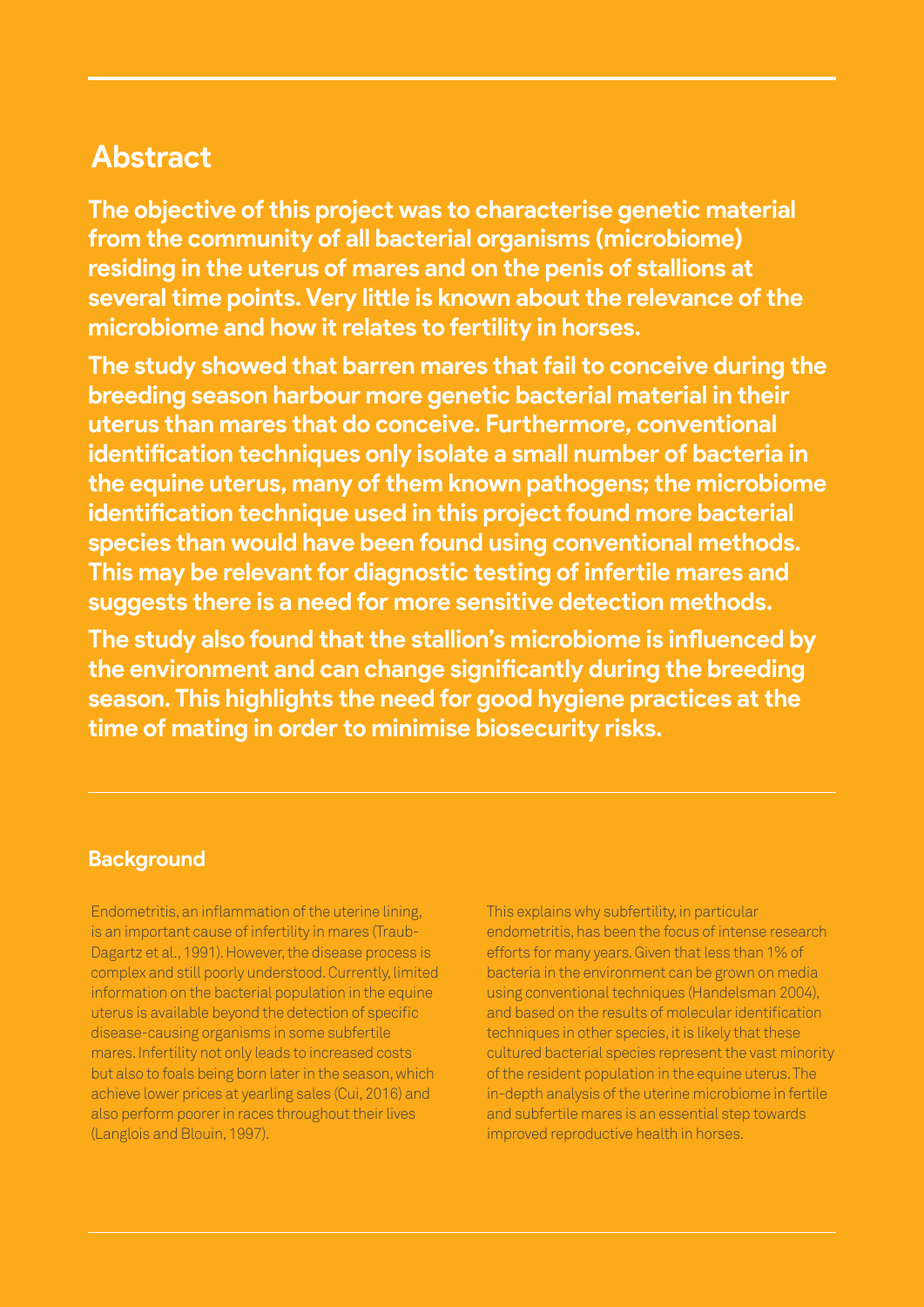## Abstract

**The objective of this project was to characterise genetic material from the community of all bacterial organisms (microbiome) residing in the uterus of mares and on the penis of stallions at several time points. Very little is known about the relevance of the microbiome and how it relates to fertility in horses.**

**The study showed that barren mares that fail to conceive during the breeding season harbour more genetic bacterial material in their uterus than mares that do conceive. Furthermore, conventional identification techniques only isolate a small number of bacteria in the equine uterus, many of them known pathogens; the microbiome identification technique used in this project found more bacterial species than would have been found using conventional methods. This may be relevant for diagnostic testing of infertile mares and suggests there is a need for more sensitive detection methods.**

**The study also found that the stallion's microbiome is influenced by the environment and can change significantly during the breeding season. This highlights the need for good hygiene practices at the time of mating in order to minimise biosecurity risks.**

### Background

Endometritis, an inflammation of the uterine lining, is an important cause of infertility in mares (Traub-Dagartz et al., 1991). However, the disease process is complex and still poorly understood. Currently, limited information on the bacterial population in the equine uterus is available beyond the detection of specific disease-causing organisms in some subfertile mares. Infertility not only leads to increased costs but also to foals being born later in the season, which achieve lower prices at yearling sales (Cui, 2016) and also perform poorer in races throughout their lives (Langlois and Blouin, 1997).

This explains why subfertility, in particular endometritis, has been the focus of intense research efforts for many years. Given that less than 1% of bacteria in the environment can be grown on media using conventional techniques (Handelsman 2004), and based on the results of molecular identification techniques in other species, it is likely that these cultured bacterial species represent the vast minority of the resident population in the equine uterus. The in-depth analysis of the uterine microbiome in fertile and subfertile mares is an essential step towards improved reproductive health in horses.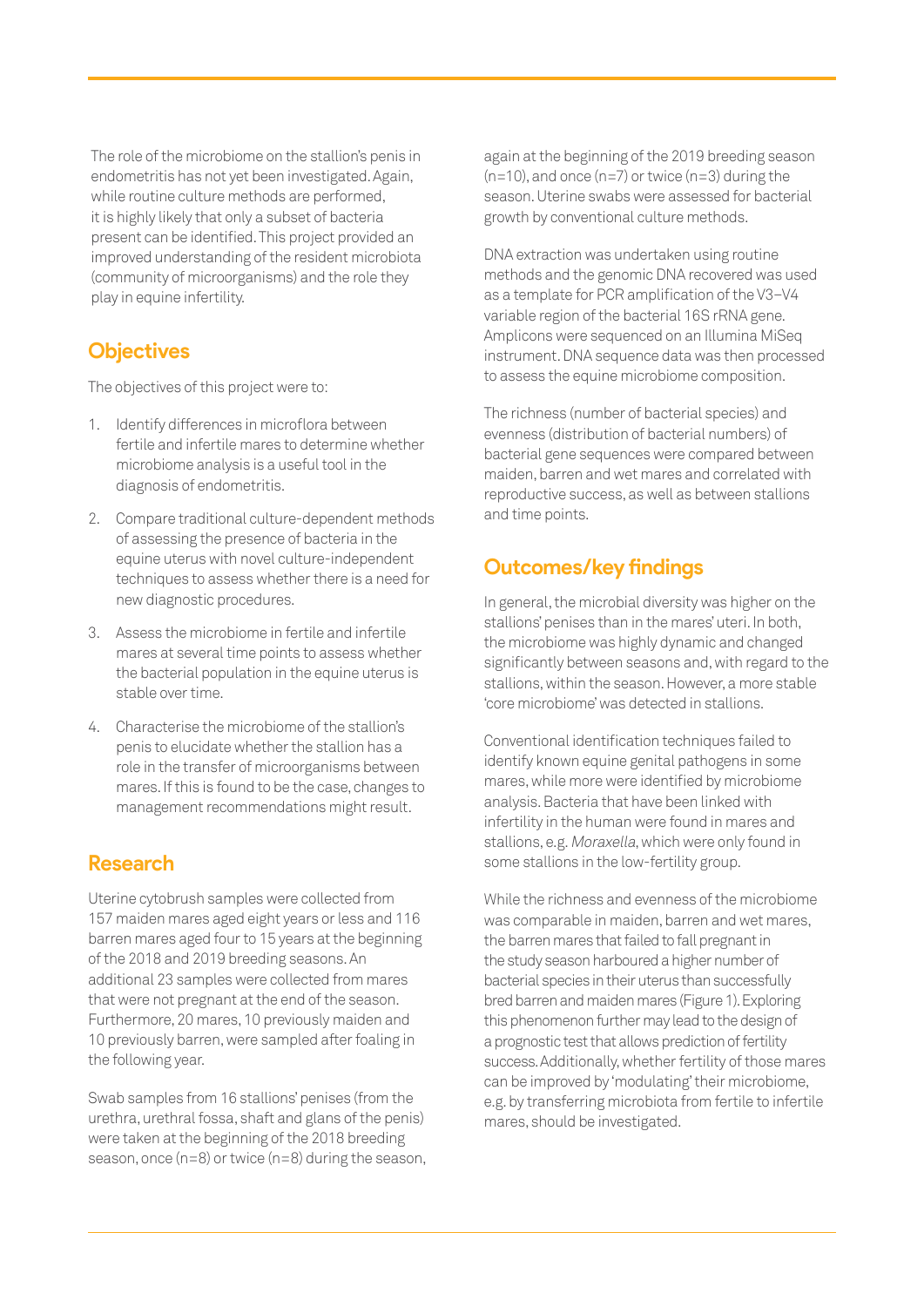The role of the microbiome on the stallion's penis in endometritis has not yet been investigated. Again, while routine culture methods are performed, it is highly likely that only a subset of bacteria present can be identified. This project provided an improved understanding of the resident microbiota (community of microorganisms) and the role they play in equine infertility.

## Objectives

The objectives of this project were to:

1. Identify differences in microflora between fertile and infertile mares to determine whether microbiome analysis is a useful tool in the diagnosis of endometritis.
2. Compare traditional culture-dependent methods of assessing the presence of bacteria in the equine uterus with novel culture-independent techniques to assess whether there is a need for new diagnostic procedures.
3. Assess the microbiome in fertile and infertile mares at several time points to assess whether the bacterial population in the equine uterus is stable over time.
4. Characterise the microbiome of the stallion's penis to elucidate whether the stallion has a role in the transfer of microorganisms between mares. If this is found to be the case, changes to management recommendations might result.

## Research

Uterine cytobrush samples were collected from 157 maiden mares aged eight years or less and 116 barren mares aged four to 15 years at the beginning of the 2018 and 2019 breeding seasons. An additional 23 samples were collected from mares that were not pregnant at the end of the season. Furthermore, 20 mares, 10 previously maiden and 10 previously barren, were sampled after foaling in the following year.

Swab samples from 16 stallions' penises (from the urethra, urethral fossa, shaft and glans of the penis) were taken at the beginning of the 2018 breeding season, once (n=8) or twice (n=8) during the season, again at the beginning of the 2019 breeding season (n=10), and once (n=7) or twice (n=3) during the season. Uterine swabs were assessed for bacterial growth by conventional culture methods.

DNA extraction was undertaken using routine methods and the genomic DNA recovered was used as a template for PCR amplification of the V3–V4 variable region of the bacterial 16S rRNA gene. Amplicons were sequenced on an Illumina MiSeq instrument. DNA sequence data was then processed to assess the equine microbiome composition.

The richness (number of bacterial species) and evenness (distribution of bacterial numbers) of bacterial gene sequences were compared between maiden, barren and wet mares and correlated with reproductive success, as well as between stallions and time points.

## Outcomes/key findings

In general, the microbial diversity was higher on the stallions' penises than in the mares' uteri. In both, the microbiome was highly dynamic and changed significantly between seasons and, with regard to the stallions, within the season. However, a more stable 'core microbiome' was detected in stallions.

Conventional identification techniques failed to identify known equine genital pathogens in some mares, while more were identified by microbiome analysis. Bacteria that have been linked with infertility in the human were found in mares and stallions, e.g. *Moraxella*, which were only found in some stallions in the low-fertility group.

While the richness and evenness of the microbiome was comparable in maiden, barren and wet mares, the barren mares that failed to fall pregnant in the study season harboured a higher number of bacterial species in their uterus than successfully bred barren and maiden mares (Figure 1). Exploring this phenomenon further may lead to the design of a prognostic test that allows prediction of fertility success. Additionally, whether fertility of those mares can be improved by 'modulating' their microbiome, e.g. by transferring microbiota from fertile to infertile mares, should be investigated.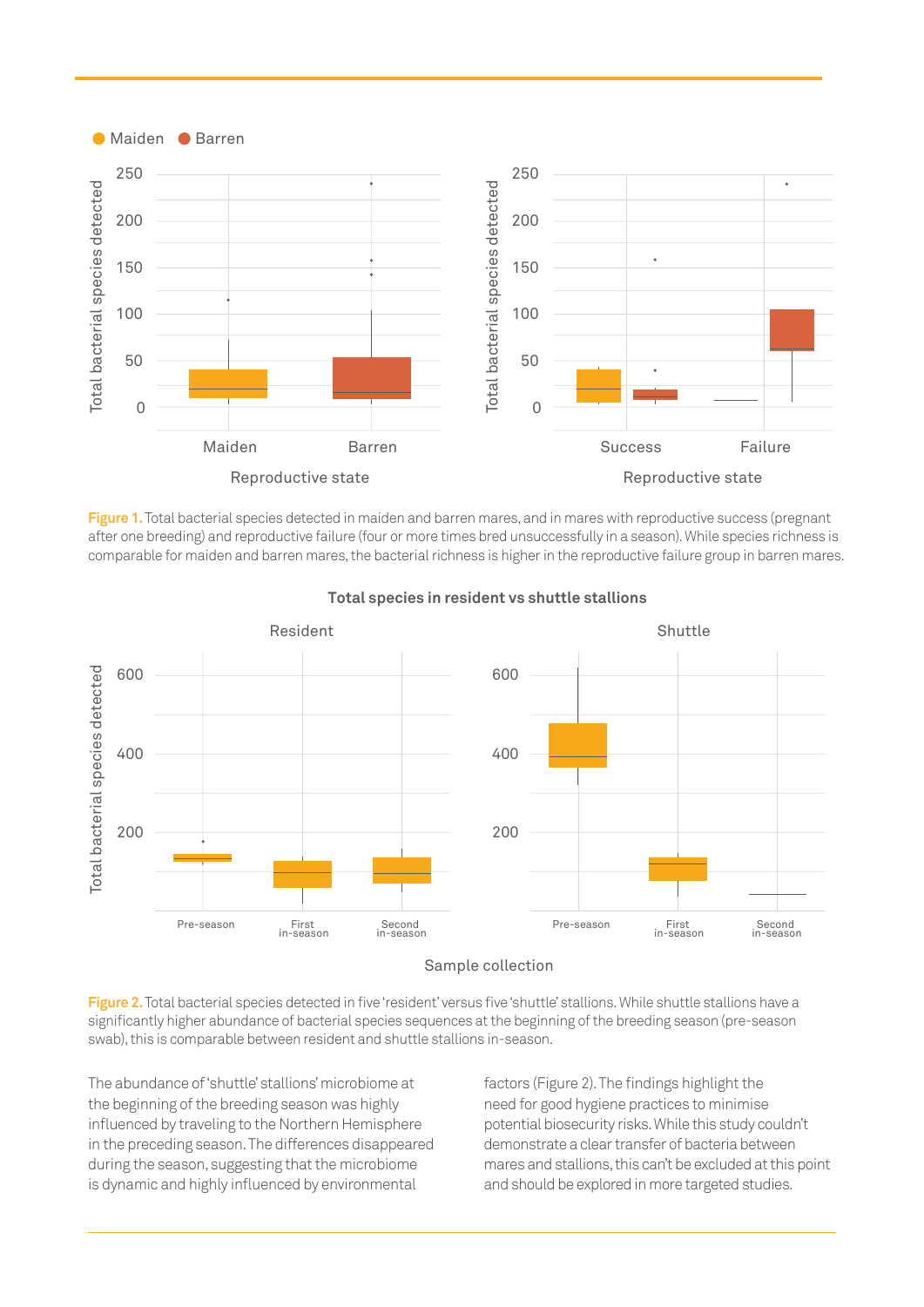**Figure 1.** Total bacterial species detected in maiden and barren mares, and in mares with reproductive success (pregnant after one breeding) and reproductive failure (four or more times bred unsuccessfully in a season). While species richness is comparable for maiden and barren mares, the bacterial richness is higher in the reproductive failure group in barren mares.

**Figure 2.** Total bacterial species detected in five 'resident' versus five 'shuttle' stallions. While shuttle stallions have a significantly higher abundance of bacterial species sequences at the beginning of the breeding season (pre-season swab), this is comparable between resident and shuttle stallions in-season.

The abundance of 'shuttle' stallions' microbiome at the beginning of the breeding season was highly influenced by traveling to the Northern Hemisphere in the preceding season. The differences disappeared during the season, suggesting that the microbiome is dynamic and highly influenced by environmental factors (Figure 2). The findings highlight the need for good hygiene practices to minimise potential biosecurity risks. While this study couldn't demonstrate a clear transfer of bacteria between mares and stallions, this can't be excluded at this point and should be explored in more targeted studies.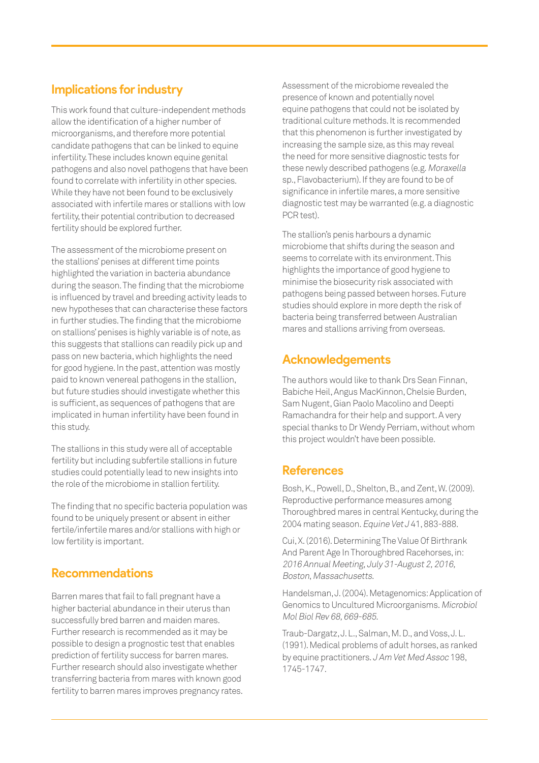## Implications for industry

This work found that culture-independent methods allow the identification of a higher number of microorganisms, and therefore more potential candidate pathogens that can be linked to equine infertility. These includes known equine genital pathogens and also novel pathogens that have been found to correlate with infertility in other species. While they have not been found to be exclusively associated with infertile mares or stallions with low fertility, their potential contribution to decreased fertility should be explored further.

The assessment of the microbiome present on the stallions' penises at different time points highlighted the variation in bacteria abundance during the season. The finding that the microbiome is influenced by travel and breeding activity leads to new hypotheses that can characterise these factors in further studies. The finding that the microbiome on stallions' penises is highly variable is of note, as this suggests that stallions can readily pick up and pass on new bacteria, which highlights the need for good hygiene. In the past, attention was mostly paid to known venereal pathogens in the stallion, but future studies should investigate whether this is sufficient, as sequences of pathogens that are implicated in human infertility have been found in this study.

The stallions in this study were all of acceptable fertility but including subfertile stallions in future studies could potentially lead to new insights into the role of the microbiome in stallion fertility.

The finding that no specific bacteria population was found to be uniquely present or absent in either fertile/infertile mares and/or stallions with high or low fertility is important.

## Recommendations

Barren mares that fail to fall pregnant have a higher bacterial abundance in their uterus than successfully bred barren and maiden mares. Further research is recommended as it may be possible to design a prognostic test that enables prediction of fertility success for barren mares. Further research should also investigate whether transferring bacteria from mares with known good fertility to barren mares improves pregnancy rates.

Assessment of the microbiome revealed the presence of known and potentially novel equine pathogens that could not be isolated by traditional culture methods. It is recommended that this phenomenon is further investigated by increasing the sample size, as this may reveal the need for more sensitive diagnostic tests for these newly described pathogens (e.g. *Moraxella* sp., Flavobacterium). If they are found to be of significance in infertile mares, a more sensitive diagnostic test may be warranted (e.g. a diagnostic PCR test).

The stallion's penis harbours a dynamic microbiome that shifts during the season and seems to correlate with its environment. This highlights the importance of good hygiene to minimise the biosecurity risk associated with pathogens being passed between horses. Future studies should explore in more depth the risk of bacteria being transferred between Australian mares and stallions arriving from overseas.

## Acknowledgements

The authors would like to thank Drs Sean Finnan, Babiche Heil, Angus MacKinnon, Chelsie Burden, Sam Nugent, Gian Paolo Macolino and Deepti Ramachandra for their help and support. A very special thanks to Dr Wendy Perriam, without whom this project wouldn't have been possible.

## References

Bosh, K., Powell, D., Shelton, B., and Zent, W. (2009). Reproductive performance measures among Thoroughbred mares in central Kentucky, during the 2004 mating season. *Equine Vet J* 41, 883-888.

Cui, X. (2016). Determining The Value Of Birthrank And Parent Age In Thoroughbred Racehorses, in: *2016 Annual Meeting, July 31-August 2, 2016, Boston, Massachusetts.*

Handelsman, J. (2004). Metagenomics: Application of Genomics to Uncultured Microorganisms. *Microbiol Mol Biol Rev 68, 669-685.*

Traub-Dargatz, J. L., Salman, M. D., and Voss, J. L. (1991). Medical problems of adult horses, as ranked by equine practitioners. *J Am Vet Med Assoc* 198, 1745-1747.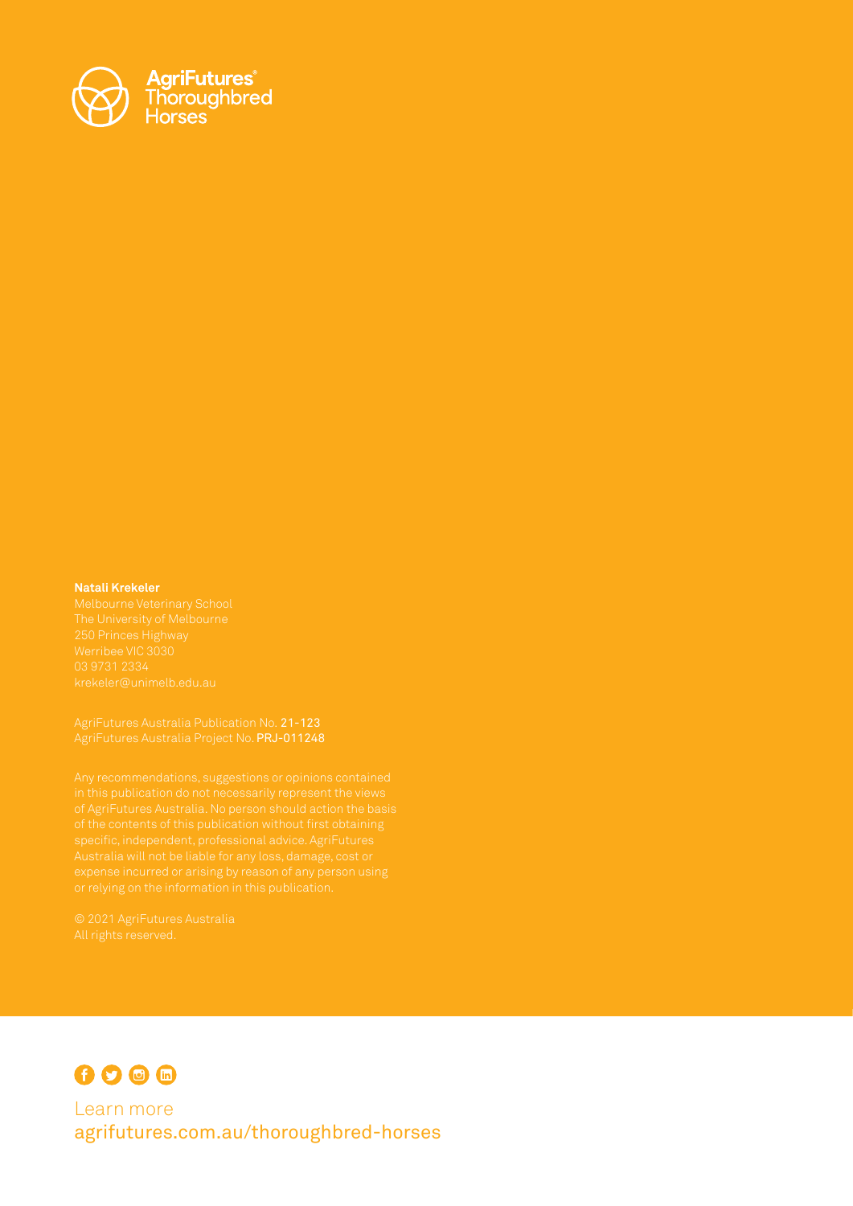AgriFutures®
Thoroughbred
Horses

**Natali Krekeler**

Melbourne Veterinary School
The University of Melbourne
250 Princes Highway
Werribee VIC 3030
03 9731 2334
krekeler@unimelb.edu.au

AgriFutures Australia Publication No. 21-123
AgriFutures Australia Project No. PRJ-011248

Any recommendations, suggestions or opinions contained in this publication do not necessarily represent the views of AgriFutures Australia. No person should action the basis of the contents of this publication without first obtaining specific, independent, professional advice. AgriFutures Australia will not be liable for any loss, damage, cost or expense incurred or arising by reason of any person using or relying on the information in this publication.

© 2021 AgriFutures Australia
All rights reserved.

Learn more
agrifutures.com.au/thoroughbred-horses